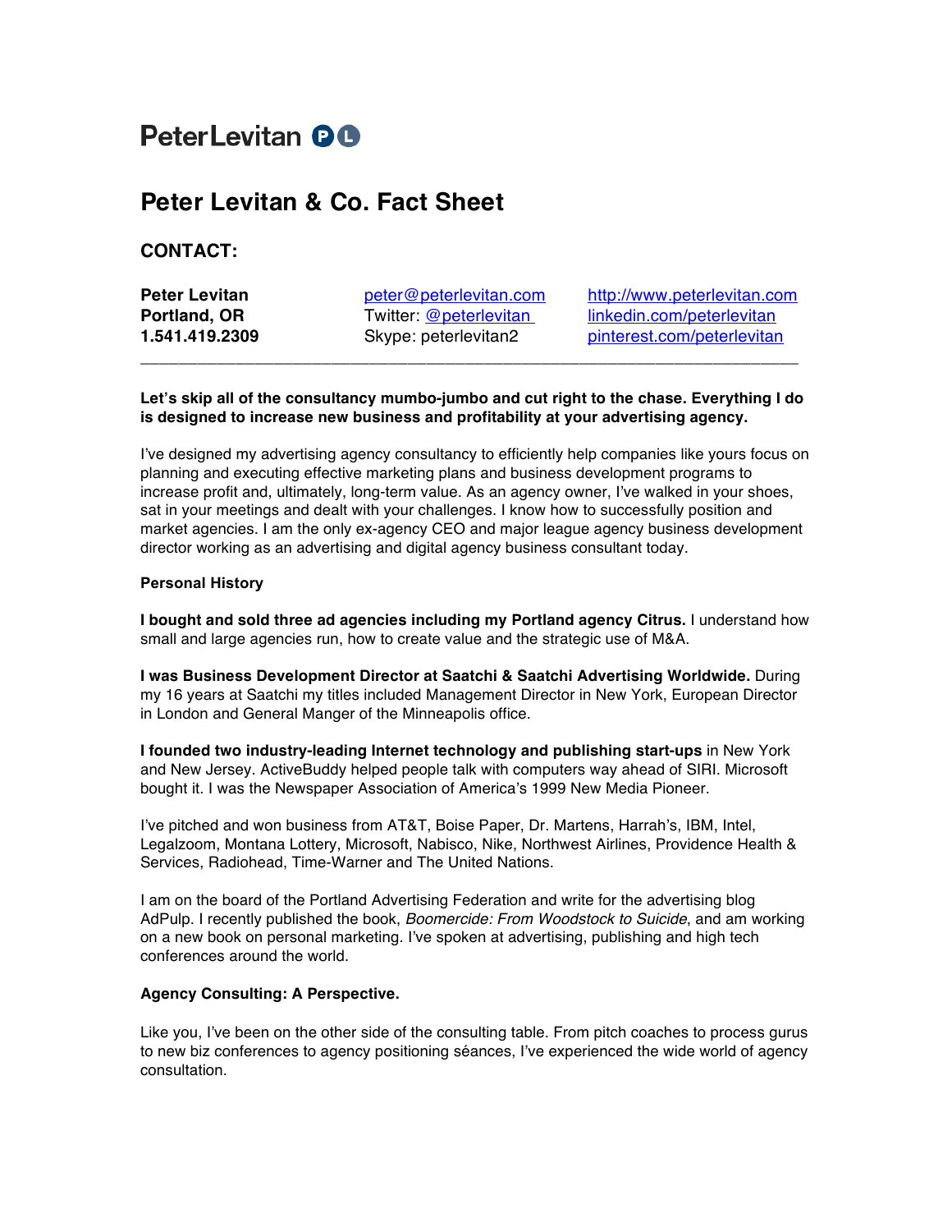PeterLevitan PL

# Peter Levitan & Co. Fact Sheet

## CONTACT:

**Peter Levitan**
**Portland, OR**
**1.541.419.2309**

peter@peterlevitan.com
Twitter: @peterlevitan
Skype: peterlevitan2

http://www.peterlevitan.com
linkedin.com/peterlevitan
pinterest.com/peterlevitan

---

**Let's skip all of the consultancy mumbo-jumbo and cut right to the chase. Everything I do is designed to increase new business and profitability at your advertising agency.**

I've designed my advertising agency consultancy to efficiently help companies like yours focus on planning and executing effective marketing plans and business development programs to increase profit and, ultimately, long-term value. As an agency owner, I've walked in your shoes, sat in your meetings and dealt with your challenges. I know how to successfully position and market agencies. I am the only ex-agency CEO and major league agency business development director working as an advertising and digital agency business consultant today.

**Personal History**

**I bought and sold three ad agencies including my Portland agency Citrus.** I understand how small and large agencies run, how to create value and the strategic use of M&A.

**I was Business Development Director at Saatchi & Saatchi Advertising Worldwide.** During my 16 years at Saatchi my titles included Management Director in New York, European Director in London and General Manger of the Minneapolis office.

**I founded two industry-leading Internet technology and publishing start-ups** in New York and New Jersey. ActiveBuddy helped people talk with computers way ahead of SIRI. Microsoft bought it. I was the Newspaper Association of America's 1999 New Media Pioneer.

I've pitched and won business from AT&T, Boise Paper, Dr. Martens, Harrah's, IBM, Intel, Legalzoom, Montana Lottery, Microsoft, Nabisco, Nike, Northwest Airlines, Providence Health & Services, Radiohead, Time-Warner and The United Nations.

I am on the board of the Portland Advertising Federation and write for the advertising blog AdPulp. I recently published the book, *Boomercide: From Woodstock to Suicide*, and am working on a new book on personal marketing. I've spoken at advertising, publishing and high tech conferences around the world.

**Agency Consulting: A Perspective.**

Like you, I've been on the other side of the consulting table. From pitch coaches to process gurus to new biz conferences to agency positioning séances, I've experienced the wide world of agency consultation.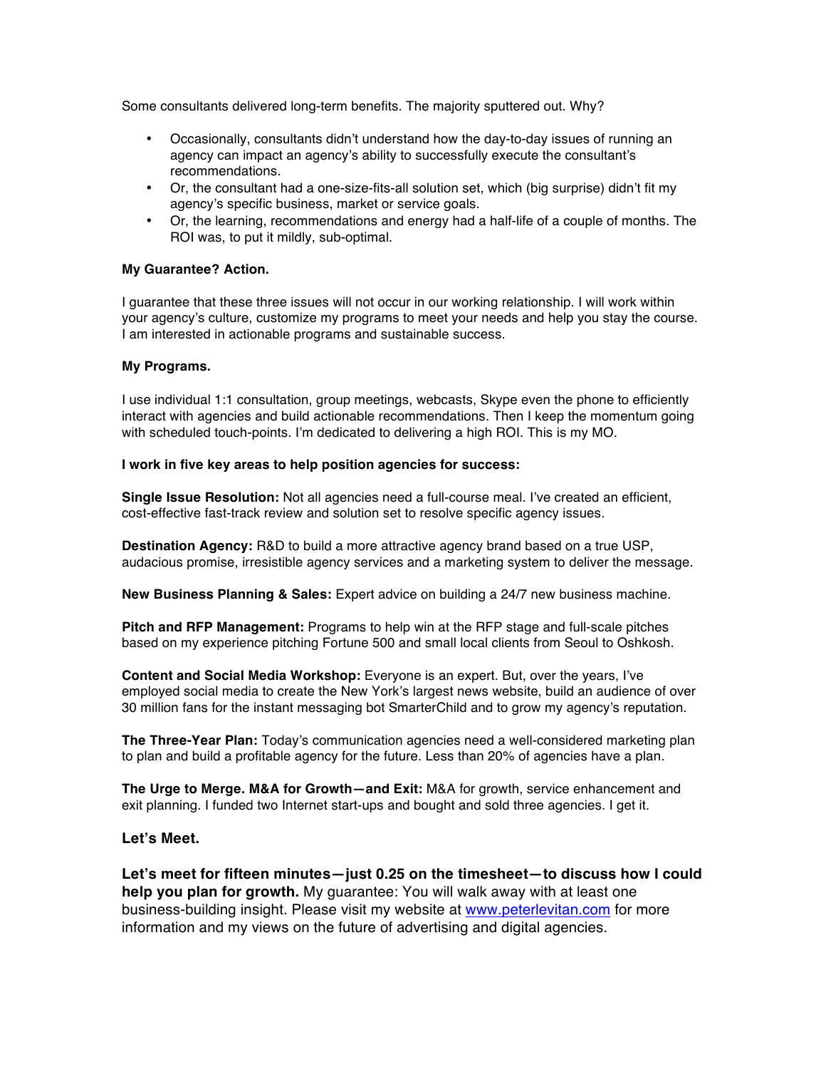Some consultants delivered long-term benefits. The majority sputtered out. Why?

- Occasionally, consultants didn't understand how the day-to-day issues of running an agency can impact an agency's ability to successfully execute the consultant's recommendations.
- Or, the consultant had a one-size-fits-all solution set, which (big surprise) didn't fit my agency's specific business, market or service goals.
- Or, the learning, recommendations and energy had a half-life of a couple of months. The ROI was, to put it mildly, sub-optimal.

**My Guarantee? Action.**

I guarantee that these three issues will not occur in our working relationship. I will work within your agency's culture, customize my programs to meet your needs and help you stay the course. I am interested in actionable programs and sustainable success.

**My Programs.**

I use individual 1:1 consultation, group meetings, webcasts, Skype even the phone to efficiently interact with agencies and build actionable recommendations. Then I keep the momentum going with scheduled touch-points. I'm dedicated to delivering a high ROI. This is my MO.

**I work in five key areas to help position agencies for success:**

**Single Issue Resolution:** Not all agencies need a full-course meal. I've created an efficient, cost-effective fast-track review and solution set to resolve specific agency issues.

**Destination Agency:** R&D to build a more attractive agency brand based on a true USP, audacious promise, irresistible agency services and a marketing system to deliver the message.

**New Business Planning & Sales:** Expert advice on building a 24/7 new business machine.

**Pitch and RFP Management:** Programs to help win at the RFP stage and full-scale pitches based on my experience pitching Fortune 500 and small local clients from Seoul to Oshkosh.

**Content and Social Media Workshop:** Everyone is an expert. But, over the years, I've employed social media to create the New York's largest news website, build an audience of over 30 million fans for the instant messaging bot SmarterChild and to grow my agency's reputation.

**The Three-Year Plan:** Today's communication agencies need a well-considered marketing plan to plan and build a profitable agency for the future. Less than 20% of agencies have a plan.

**The Urge to Merge. M&A for Growth—and Exit:** M&A for growth, service enhancement and exit planning. I funded two Internet start-ups and bought and sold three agencies. I get it.

## Let's Meet.

**Let's meet for fifteen minutes—just 0.25 on the timesheet—to discuss how I could help you plan for growth.** My guarantee: You will walk away with at least one business-building insight. Please visit my website at [www.peterlevitan.com](http://www.peterlevitan.com) for more information and my views on the future of advertising and digital agencies.